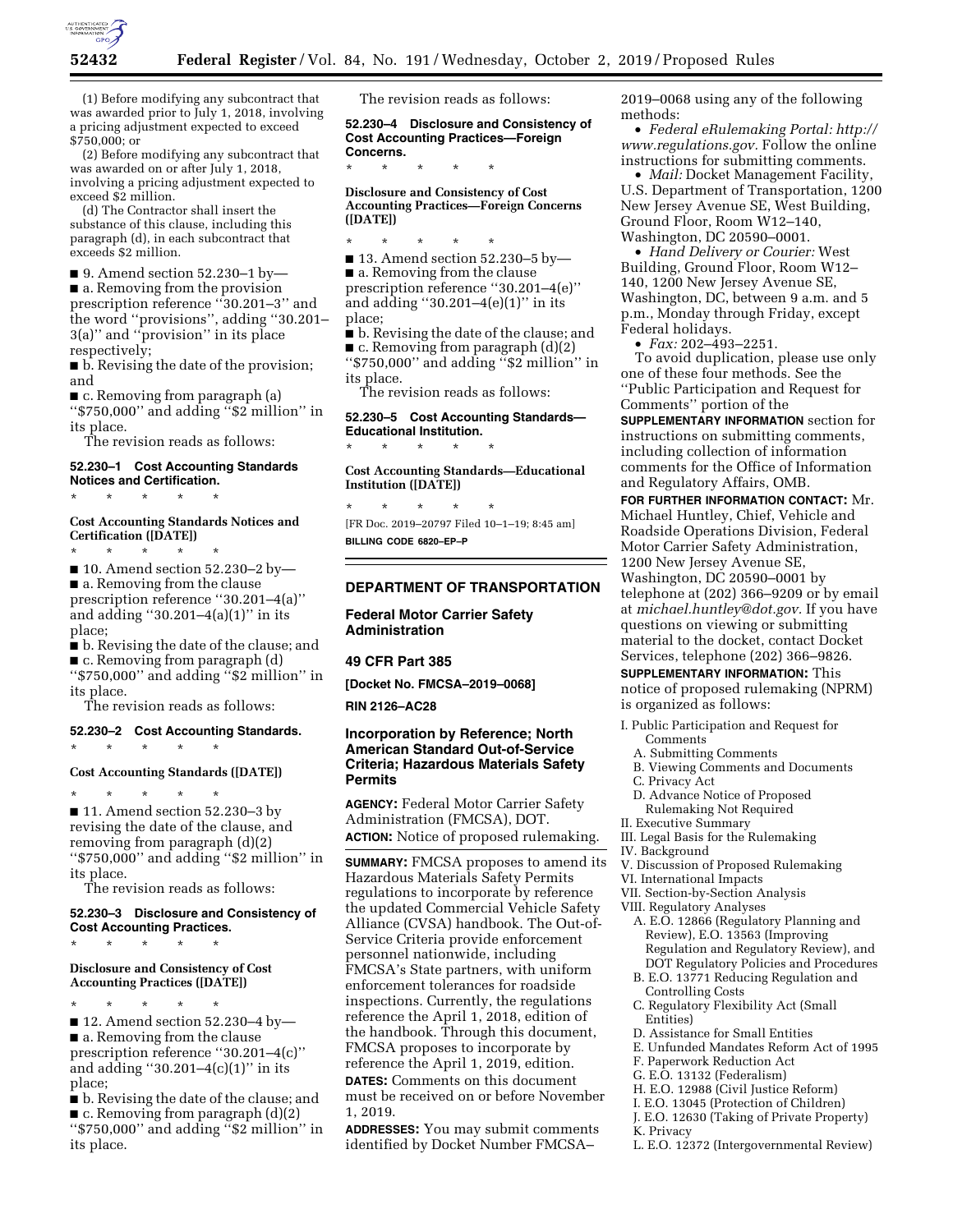(1) Before modifying any subcontract that was awarded prior to July 1, 2018, involving a pricing adjustment expected to exceed $750,000; or

(2) Before modifying any subcontract that was awarded on or after July 1, 2018, involving a pricing adjustment expected to exceed $2 million.

(d) The Contractor shall insert the substance of this clause, including this paragraph (d), in each subcontract that exceeds $2 million.

■ 9. Amend section 52.230–1 by—

■ a. Removing from the provision prescription reference ''30.201–3'' and the word ''provisions'', adding ''30.201–3(a)'' and ''provision'' in its place respectively;

■ b. Revising the date of the provision; and

■ c. Removing from paragraph (a) ''$750,000'' and adding ''$2 million'' in its place.

The revision reads as follows:

**52.230–1 Cost Accounting Standards Notices and Certification.**

\* \* \* \* \*

**Cost Accounting Standards Notices and Certification ([DATE])**

\* \* \* \* \*

■ 10. Amend section 52.230–2 by—

■ a. Removing from the clause prescription reference ''30.201–4(a)'' and adding ''30.201–4(a)(1)'' in its place;

■ b. Revising the date of the clause; and

■ c. Removing from paragraph (d) ''$750,000'' and adding ''$2 million'' in its place.

The revision reads as follows:

**52.230–2 Cost Accounting Standards.**

\* \* \* \* \*

**Cost Accounting Standards ([DATE])**

\* \* \* \* \*

■ 11. Amend section 52.230–3 by revising the date of the clause, and removing from paragraph (d)(2) ''$750,000'' and adding ''$2 million'' in its place.

The revision reads as follows:

**52.230–3 Disclosure and Consistency of Cost Accounting Practices.**

\* \* \* \* \*

**Disclosure and Consistency of Cost Accounting Practices ([DATE])**

\* \* \* \* \*

■ 12. Amend section 52.230–4 by—

■ a. Removing from the clause prescription reference ''30.201–4(c)'' and adding ''30.201–4(c)(1)'' in its place;

■ b. Revising the date of the clause; and

■ c. Removing from paragraph (d)(2) ''$750,000'' and adding ''$2 million'' in its place.

The revision reads as follows:

**52.230–4 Disclosure and Consistency of Cost Accounting Practices—Foreign Concerns.**

\* \* \* \* \*

**Disclosure and Consistency of Cost Accounting Practices—Foreign Concerns ([DATE])**

\* \* \* \* \*

■ 13. Amend section 52.230–5 by—

■ a. Removing from the clause prescription reference ''30.201–4(e)'' and adding ''30.201–4(e)(1)'' in its place;

■ b. Revising the date of the clause; and

■ c. Removing from paragraph (d)(2) ''$750,000'' and adding ''$2 million'' in its place.

The revision reads as follows:

**52.230–5 Cost Accounting Standards—Educational Institution.**

\* \* \* \* \*

**Cost Accounting Standards—Educational Institution ([DATE])**

\* \* \* \* \*

[FR Doc. 2019–20797 Filed 10–1–19; 8:45 am]

**BILLING CODE 6820–EP–P**

## DEPARTMENT OF TRANSPORTATION

### Federal Motor Carrier Safety Administration

### 49 CFR Part 385

**[Docket No. FMCSA–2019–0068]**

**RIN 2126–AC28**

### Incorporation by Reference; North American Standard Out-of-Service Criteria; Hazardous Materials Safety Permits

**AGENCY:** Federal Motor Carrier Safety Administration (FMCSA), DOT.

**ACTION:** Notice of proposed rulemaking.

**SUMMARY:** FMCSA proposes to amend its Hazardous Materials Safety Permits regulations to incorporate by reference the updated Commercial Vehicle Safety Alliance (CVSA) handbook. The Out-of-Service Criteria provide enforcement personnel nationwide, including FMCSA's State partners, with uniform enforcement tolerances for roadside inspections. Currently, the regulations reference the April 1, 2018, edition of the handbook. Through this document, FMCSA proposes to incorporate by reference the April 1, 2019, edition.

**DATES:** Comments on this document must be received on or before November 1, 2019.

**ADDRESSES:** You may submit comments identified by Docket Number FMCSA–2019–0068 using any of the following methods:

- *Federal eRulemaking Portal: http://www.regulations.gov.* Follow the online instructions for submitting comments.
- *Mail:* Docket Management Facility, U.S. Department of Transportation, 1200 New Jersey Avenue SE, West Building, Ground Floor, Room W12–140, Washington, DC 20590–0001.
- *Hand Delivery or Courier:* West Building, Ground Floor, Room W12–140, 1200 New Jersey Avenue SE, Washington, DC, between 9 a.m. and 5 p.m., Monday through Friday, except Federal holidays.
- *Fax:* 202–493–2251.

To avoid duplication, please use only one of these four methods. See the ''Public Participation and Request for Comments'' portion of the **SUPPLEMENTARY INFORMATION** section for instructions on submitting comments, including collection of information comments for the Office of Information and Regulatory Affairs, OMB.

**FOR FURTHER INFORMATION CONTACT:** Mr. Michael Huntley, Chief, Vehicle and Roadside Operations Division, Federal Motor Carrier Safety Administration, 1200 New Jersey Avenue SE, Washington, DC 20590–0001 by telephone at (202) 366–9209 or by email at *michael.huntley@dot.gov.* If you have questions on viewing or submitting material to the docket, contact Docket Services, telephone (202) 366–9826.

**SUPPLEMENTARY INFORMATION:** This notice of proposed rulemaking (NPRM) is organized as follows:

I. Public Participation and Request for Comments
  A. Submitting Comments
  B. Viewing Comments and Documents
  C. Privacy Act
  D. Advance Notice of Proposed Rulemaking Not Required
II. Executive Summary
III. Legal Basis for the Rulemaking
IV. Background
V. Discussion of Proposed Rulemaking
VI. International Impacts
VII. Section-by-Section Analysis
VIII. Regulatory Analyses
  A. E.O. 12866 (Regulatory Planning and Review), E.O. 13563 (Improving Regulation and Regulatory Review), and DOT Regulatory Policies and Procedures
  B. E.O. 13771 Reducing Regulation and Controlling Costs
  C. Regulatory Flexibility Act (Small Entities)
  D. Assistance for Small Entities
  E. Unfunded Mandates Reform Act of 1995
  F. Paperwork Reduction Act
  G. E.O. 13132 (Federalism)
  H. E.O. 12988 (Civil Justice Reform)
  I. E.O. 13045 (Protection of Children)
  J. E.O. 12630 (Taking of Private Property)
  K. Privacy
  L. E.O. 12372 (Intergovernmental Review)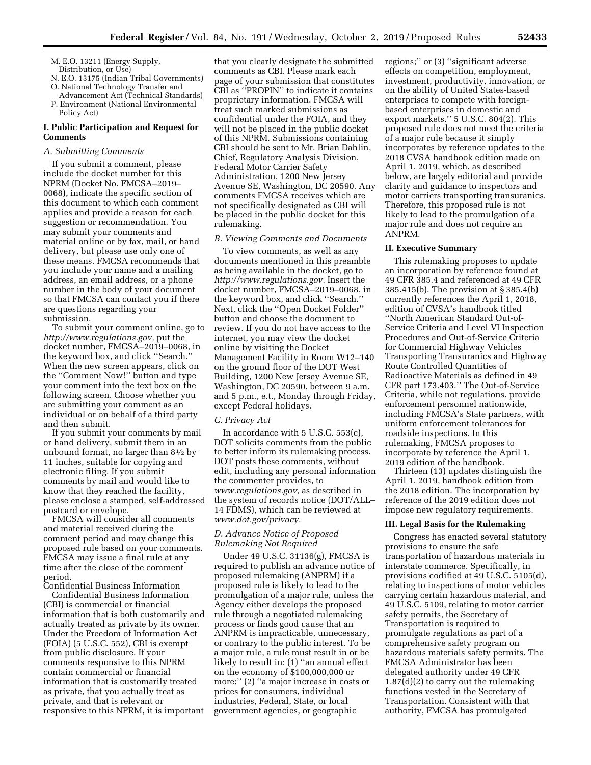M. E.O. 13211 (Energy Supply, Distribution, or Use)
N. E.O. 13175 (Indian Tribal Governments)
O. National Technology Transfer and Advancement Act (Technical Standards)
P. Environment (National Environmental Policy Act)

## I. Public Participation and Request for Comments

### A. Submitting Comments

If you submit a comment, please include the docket number for this NPRM (Docket No. FMCSA–2019–0068), indicate the specific section of this document to which each comment applies and provide a reason for each suggestion or recommendation. You may submit your comments and material online or by fax, mail, or hand delivery, but please use only one of these means. FMCSA recommends that you include your name and a mailing address, an email address, or a phone number in the body of your document so that FMCSA can contact you if there are questions regarding your submission.

To submit your comment online, go to *http://www.regulations.gov,* put the docket number, FMCSA–2019–0068, in the keyword box, and click ''Search.'' When the new screen appears, click on the ''Comment Now!'' button and type your comment into the text box on the following screen. Choose whether you are submitting your comment as an individual or on behalf of a third party and then submit.

If you submit your comments by mail or hand delivery, submit them in an unbound format, no larger than 8½ by 11 inches, suitable for copying and electronic filing. If you submit comments by mail and would like to know that they reached the facility, please enclose a stamped, self-addressed postcard or envelope.

FMCSA will consider all comments and material received during the comment period and may change this proposed rule based on your comments. FMCSA may issue a final rule at any time after the close of the comment period.

Confidential Business Information

Confidential Business Information (CBI) is commercial or financial information that is both customarily and actually treated as private by its owner. Under the Freedom of Information Act (FOIA) (5 U.S.C. 552), CBI is exempt from public disclosure. If your comments responsive to this NPRM contain commercial or financial information that is customarily treated as private, that you actually treat as private, and that is relevant or responsive to this NPRM, it is important that you clearly designate the submitted comments as CBI. Please mark each page of your submission that constitutes CBI as ''PROPIN'' to indicate it contains proprietary information. FMCSA will treat such marked submissions as confidential under the FOIA, and they will not be placed in the public docket of this NPRM. Submissions containing CBI should be sent to Mr. Brian Dahlin, Chief, Regulatory Analysis Division, Federal Motor Carrier Safety Administration, 1200 New Jersey Avenue SE, Washington, DC 20590. Any comments FMCSA receives which are not specifically designated as CBI will be placed in the public docket for this rulemaking.

### B. Viewing Comments and Documents

To view comments, as well as any documents mentioned in this preamble as being available in the docket, go to *http://www.regulations.gov.* Insert the docket number, FMCSA–2019–0068, in the keyword box, and click ''Search.'' Next, click the ''Open Docket Folder'' button and choose the document to review. If you do not have access to the internet, you may view the docket online by visiting the Docket Management Facility in Room W12–140 on the ground floor of the DOT West Building, 1200 New Jersey Avenue SE, Washington, DC 20590, between 9 a.m. and 5 p.m., e.t., Monday through Friday, except Federal holidays.

### C. Privacy Act

In accordance with 5 U.S.C. 553(c), DOT solicits comments from the public to better inform its rulemaking process. DOT posts these comments, without edit, including any personal information the commenter provides, to *www.regulations.gov,* as described in the system of records notice (DOT/ALL–14 FDMS), which can be reviewed at *www.dot.gov/privacy.*

### D. Advance Notice of Proposed Rulemaking Not Required

Under 49 U.S.C. 31136(g), FMCSA is required to publish an advance notice of proposed rulemaking (ANPRM) if a proposed rule is likely to lead to the promulgation of a major rule, unless the Agency either develops the proposed rule through a negotiated rulemaking process or finds good cause that an ANPRM is impracticable, unnecessary, or contrary to the public interest. To be a major rule, a rule must result in or be likely to result in: (1) ''an annual effect on the economy of $100,000,000 or more;'' (2) ''a major increase in costs or prices for consumers, individual industries, Federal, State, or local government agencies, or geographic regions;'' or (3) ''significant adverse effects on competition, employment, investment, productivity, innovation, or on the ability of United States-based enterprises to compete with foreign-based enterprises in domestic and export markets.'' 5 U.S.C. 804(2). This proposed rule does not meet the criteria of a major rule because it simply incorporates by reference updates to the 2018 CVSA handbook edition made on April 1, 2019, which, as described below, are largely editorial and provide clarity and guidance to inspectors and motor carriers transporting transuranics. Therefore, this proposed rule is not likely to lead to the promulgation of a major rule and does not require an ANPRM.

## II. Executive Summary

This rulemaking proposes to update an incorporation by reference found at 49 CFR 385.4 and referenced at 49 CFR 385.415(b). The provision at § 385.4(b) currently references the April 1, 2018, edition of CVSA's handbook titled ''North American Standard Out-of-Service Criteria and Level VI Inspection Procedures and Out-of-Service Criteria for Commercial Highway Vehicles Transporting Transuranics and Highway Route Controlled Quantities of Radioactive Materials as defined in 49 CFR part 173.403.'' The Out-of-Service Criteria, while not regulations, provide enforcement personnel nationwide, including FMCSA's State partners, with uniform enforcement tolerances for roadside inspections. In this rulemaking, FMCSA proposes to incorporate by reference the April 1, 2019 edition of the handbook.

Thirteen (13) updates distinguish the April 1, 2019, handbook edition from the 2018 edition. The incorporation by reference of the 2019 edition does not impose new regulatory requirements.

## III. Legal Basis for the Rulemaking

Congress has enacted several statutory provisions to ensure the safe transportation of hazardous materials in interstate commerce. Specifically, in provisions codified at 49 U.S.C. 5105(d), relating to inspections of motor vehicles carrying certain hazardous material, and 49 U.S.C. 5109, relating to motor carrier safety permits, the Secretary of Transportation is required to promulgate regulations as part of a comprehensive safety program on hazardous materials safety permits. The FMCSA Administrator has been delegated authority under 49 CFR 1.87(d)(2) to carry out the rulemaking functions vested in the Secretary of Transportation. Consistent with that authority, FMCSA has promulgated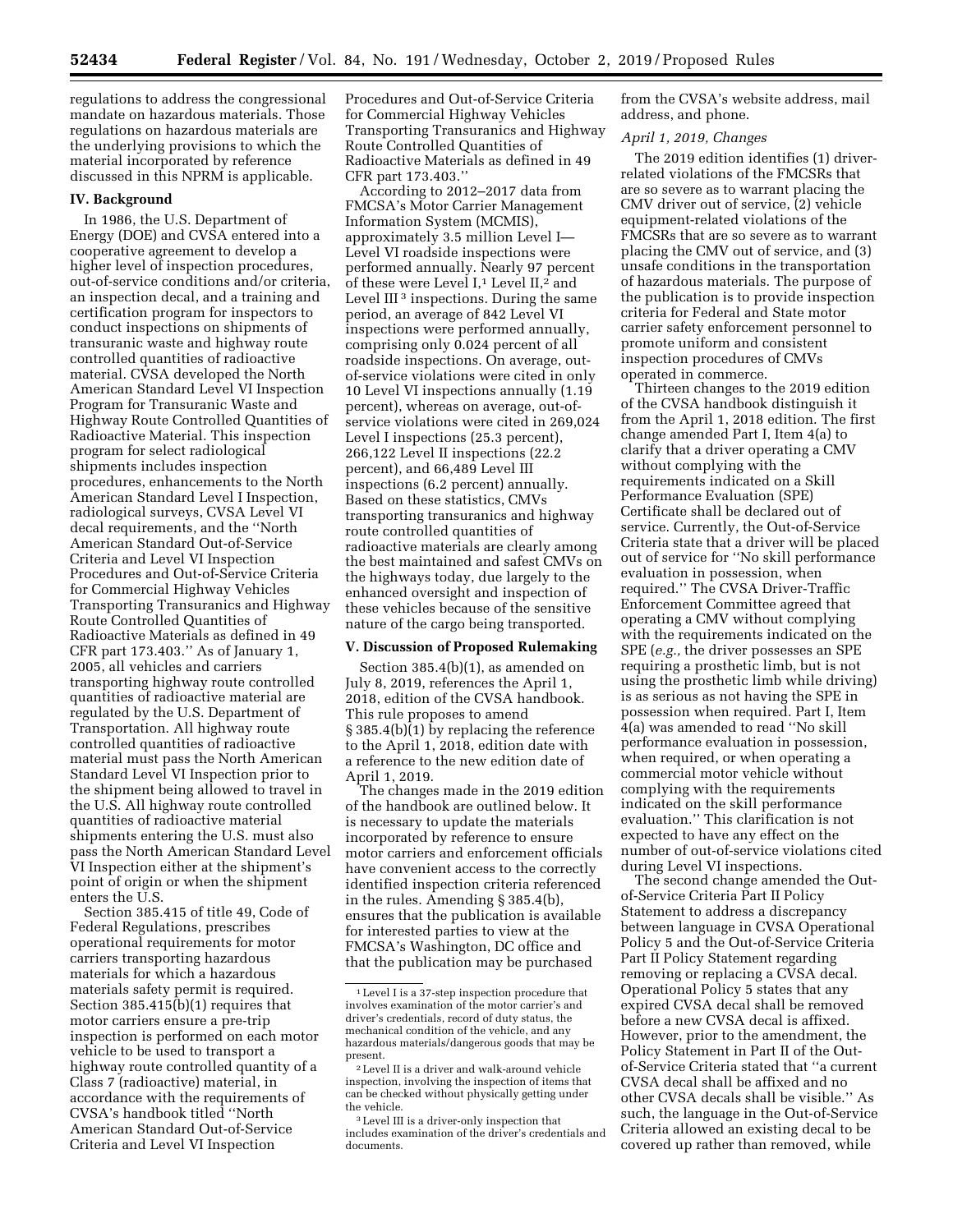regulations to address the congressional mandate on hazardous materials. Those regulations on hazardous materials are the underlying provisions to which the material incorporated by reference discussed in this NPRM is applicable.

## IV. Background

In 1986, the U.S. Department of Energy (DOE) and CVSA entered into a cooperative agreement to develop a higher level of inspection procedures, out-of-service conditions and/or criteria, an inspection decal, and a training and certification program for inspectors to conduct inspections on shipments of transuranic waste and highway route controlled quantities of radioactive material. CVSA developed the North American Standard Level VI Inspection Program for Transuranic Waste and Highway Route Controlled Quantities of Radioactive Material. This inspection program for select radiological shipments includes inspection procedures, enhancements to the North American Standard Level I Inspection, radiological surveys, CVSA Level VI decal requirements, and the ''North American Standard Out-of-Service Criteria and Level VI Inspection Procedures and Out-of-Service Criteria for Commercial Highway Vehicles Transporting Transuranics and Highway Route Controlled Quantities of Radioactive Materials as defined in 49 CFR part 173.403.'' As of January 1, 2005, all vehicles and carriers transporting highway route controlled quantities of radioactive material are regulated by the U.S. Department of Transportation. All highway route controlled quantities of radioactive material must pass the North American Standard Level VI Inspection prior to the shipment being allowed to travel in the U.S. All highway route controlled quantities of radioactive material shipments entering the U.S. must also pass the North American Standard Level VI Inspection either at the shipment's point of origin or when the shipment enters the U.S.

Section 385.415 of title 49, Code of Federal Regulations, prescribes operational requirements for motor carriers transporting hazardous materials for which a hazardous materials safety permit is required. Section 385.415(b)(1) requires that motor carriers ensure a pre-trip inspection is performed on each motor vehicle to be used to transport a highway route controlled quantity of a Class 7 (radioactive) material, in accordance with the requirements of CVSA's handbook titled ''North American Standard Out-of-Service Criteria and Level VI Inspection Procedures and Out-of-Service Criteria for Commercial Highway Vehicles Transporting Transuranics and Highway Route Controlled Quantities of Radioactive Materials as defined in 49 CFR part 173.403.''

According to 2012–2017 data from FMCSA's Motor Carrier Management Information System (MCMIS), approximately 3.5 million Level I—Level VI roadside inspections were performed annually. Nearly 97 percent of these were Level I,[1] Level II,[2] and Level III[3] inspections. During the same period, an average of 842 Level VI inspections were performed annually, comprising only 0.024 percent of all roadside inspections. On average, out-of-service violations were cited in only 10 Level VI inspections annually (1.19 percent), whereas on average, out-of-service violations were cited in 269,024 Level I inspections (25.3 percent), 266,122 Level II inspections (22.2 percent), and 66,489 Level III inspections (6.2 percent) annually. Based on these statistics, CMVs transporting transuranics and highway route controlled quantities of radioactive materials are clearly among the best maintained and safest CMVs on the highways today, due largely to the enhanced oversight and inspection of these vehicles because of the sensitive nature of the cargo being transported.

## V. Discussion of Proposed Rulemaking

Section 385.4(b)(1), as amended on July 8, 2019, references the April 1, 2018, edition of the CVSA handbook. This rule proposes to amend § 385.4(b)(1) by replacing the reference to the April 1, 2018, edition date with a reference to the new edition date of April 1, 2019.

The changes made in the 2019 edition of the handbook are outlined below. It is necessary to update the materials incorporated by reference to ensure motor carriers and enforcement officials have convenient access to the correctly identified inspection criteria referenced in the rules. Amending § 385.4(b), ensures that the publication is available for interested parties to view at the FMCSA's Washington, DC office and that the publication may be purchased from the CVSA's website address, mail address, and phone.

*April 1, 2019, Changes*

The 2019 edition identifies (1) driver-related violations of the FMCSRs that are so severe as to warrant placing the CMV driver out of service, (2) vehicle equipment-related violations of the FMCSRs that are so severe as to warrant placing the CMV out of service, and (3) unsafe conditions in the transportation of hazardous materials. The purpose of the publication is to provide inspection criteria for Federal and State motor carrier safety enforcement personnel to promote uniform and consistent inspection procedures of CMVs operated in commerce.

Thirteen changes to the 2019 edition of the CVSA handbook distinguish it from the April 1, 2018 edition. The first change amended Part I, Item 4(a) to clarify that a driver operating a CMV without complying with the requirements indicated on a Skill Performance Evaluation (SPE) Certificate shall be declared out of service. Currently, the Out-of-Service Criteria state that a driver will be placed out of service for ''No skill performance evaluation in possession, when required.'' The CVSA Driver-Traffic Enforcement Committee agreed that operating a CMV without complying with the requirements indicated on the SPE (*e.g.,* the driver possesses an SPE requiring a prosthetic limb, but is not using the prosthetic limb while driving) is as serious as not having the SPE in possession when required. Part I, Item 4(a) was amended to read ''No skill performance evaluation in possession, when required, or when operating a commercial motor vehicle without complying with the requirements indicated on the skill performance evaluation.'' This clarification is not expected to have any effect on the number of out-of-service violations cited during Level VI inspections.

The second change amended the Out-of-Service Criteria Part II Policy Statement to address a discrepancy between language in CVSA Operational Policy 5 and the Out-of-Service Criteria Part II Policy Statement regarding removing or replacing a CVSA decal. Operational Policy 5 states that any expired CVSA decal shall be removed before a new CVSA decal is affixed. However, prior to the amendment, the Policy Statement in Part II of the Out-of-Service Criteria stated that ''a current CVSA decal shall be affixed and no other CVSA decals shall be visible.'' As such, the language in the Out-of-Service Criteria allowed an existing decal to be covered up rather than removed, while

---

[1] Level I is a 37-step inspection procedure that involves examination of the motor carrier's and driver's credentials, record of duty status, the mechanical condition of the vehicle, and any hazardous materials/dangerous goods that may be present.

[2] Level II is a driver and walk-around vehicle inspection, involving the inspection of items that can be checked without physically getting under the vehicle.

[3] Level III is a driver-only inspection that includes examination of the driver's credentials and documents.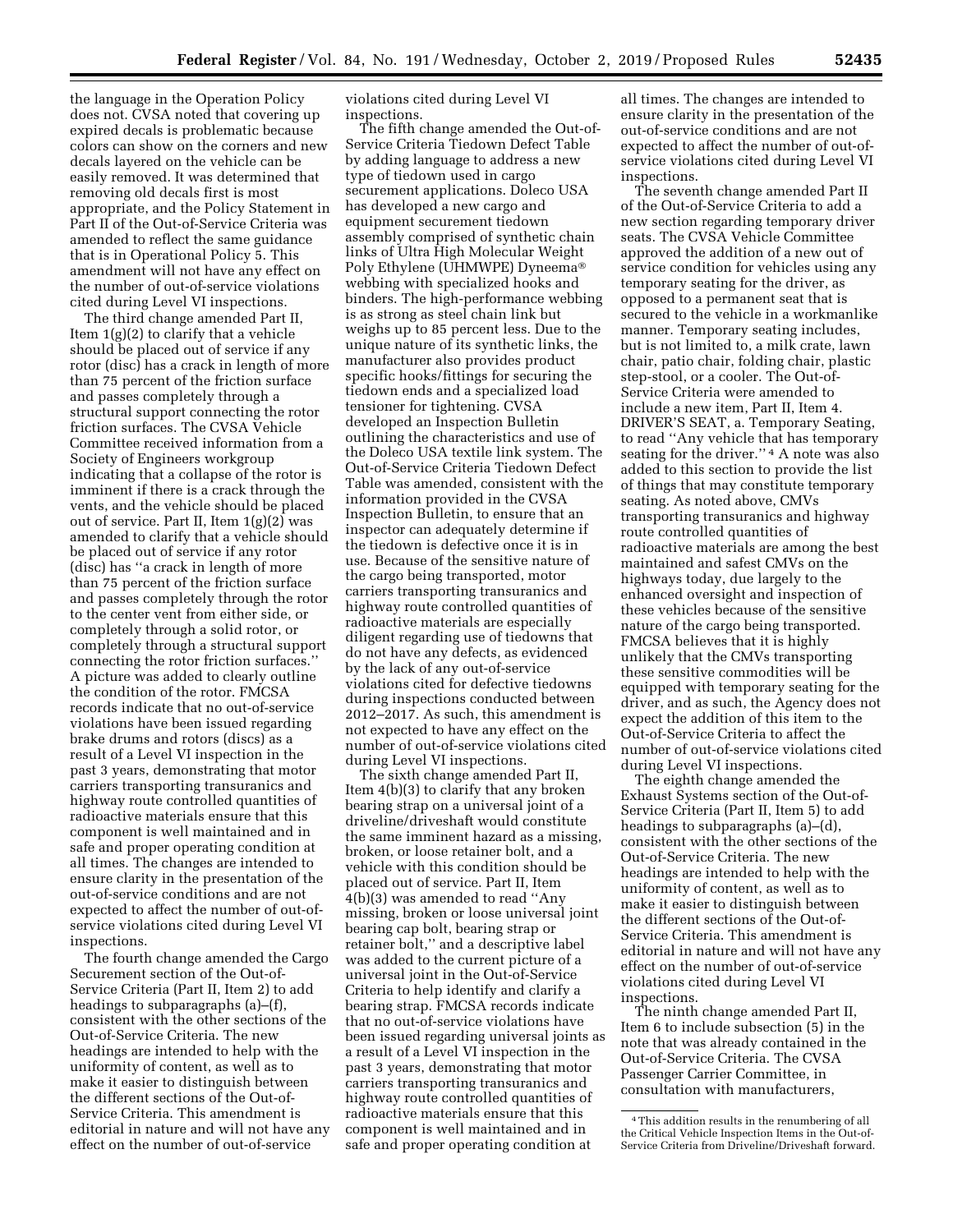the language in the Operation Policy does not. CVSA noted that covering up expired decals is problematic because colors can show on the corners and new decals layered on the vehicle can be easily removed. It was determined that removing old decals first is most appropriate, and the Policy Statement in Part II of the Out-of-Service Criteria was amended to reflect the same guidance that is in Operational Policy 5. This amendment will not have any effect on the number of out-of-service violations cited during Level VI inspections.

The third change amended Part II, Item 1(g)(2) to clarify that a vehicle should be placed out of service if any rotor (disc) has a crack in length of more than 75 percent of the friction surface and passes completely through a structural support connecting the rotor friction surfaces. The CVSA Vehicle Committee received information from a Society of Engineers workgroup indicating that a collapse of the rotor is imminent if there is a crack through the vents, and the vehicle should be placed out of service. Part II, Item 1(g)(2) was amended to clarify that a vehicle should be placed out of service if any rotor (disc) has "a crack in length of more than 75 percent of the friction surface and passes completely through the rotor to the center vent from either side, or completely through a solid rotor, or completely through a structural support connecting the rotor friction surfaces." A picture was added to clearly outline the condition of the rotor. FMCSA records indicate that no out-of-service violations have been issued regarding brake drums and rotors (discs) as a result of a Level VI inspection in the past 3 years, demonstrating that motor carriers transporting transuranics and highway route controlled quantities of radioactive materials ensure that this component is well maintained and in safe and proper operating condition at all times. The changes are intended to ensure clarity in the presentation of the out-of-service conditions and are not expected to affect the number of out-of-service violations cited during Level VI inspections.

The fourth change amended the Cargo Securement section of the Out-of-Service Criteria (Part II, Item 2) to add headings to subparagraphs (a)–(f), consistent with the other sections of the Out-of-Service Criteria. The new headings are intended to help with the uniformity of content, as well as to make it easier to distinguish between the different sections of the Out-of-Service Criteria. This amendment is editorial in nature and will not have any effect on the number of out-of-service violations cited during Level VI inspections.

The fifth change amended the Out-of-Service Criteria Tiedown Defect Table by adding language to address a new type of tiedown used in cargo securement applications. Doleco USA has developed a new cargo and equipment securement tiedown assembly comprised of synthetic chain links of Ultra High Molecular Weight Poly Ethylene (UHMWPE) Dyneema® webbing with specialized hooks and binders. The high-performance webbing is as strong as steel chain link but weighs up to 85 percent less. Due to the unique nature of its synthetic links, the manufacturer also provides product specific hooks/fittings for securing the tiedown ends and a specialized load tensioner for tightening. CVSA developed an Inspection Bulletin outlining the characteristics and use of the Doleco USA textile link system. The Out-of-Service Criteria Tiedown Defect Table was amended, consistent with the information provided in the CVSA Inspection Bulletin, to ensure that an inspector can adequately determine if the tiedown is defective once it is in use. Because of the sensitive nature of the cargo being transported, motor carriers transporting transuranics and highway route controlled quantities of radioactive materials are especially diligent regarding use of tiedowns that do not have any defects, as evidenced by the lack of any out-of-service violations cited for defective tiedowns during inspections conducted between 2012–2017. As such, this amendment is not expected to have any effect on the number of out-of-service violations cited during Level VI inspections.

The sixth change amended Part II, Item 4(b)(3) to clarify that any broken bearing strap on a universal joint of a driveline/driveshaft would constitute the same imminent hazard as a missing, broken, or loose retainer bolt, and a vehicle with this condition should be placed out of service. Part II, Item 4(b)(3) was amended to read "Any missing, broken or loose universal joint bearing cap bolt, bearing strap or retainer bolt," and a descriptive label was added to the current picture of a universal joint in the Out-of-Service Criteria to help identify and clarify a bearing strap. FMCSA records indicate that no out-of-service violations have been issued regarding universal joints as a result of a Level VI inspection in the past 3 years, demonstrating that motor carriers transporting transuranics and highway route controlled quantities of radioactive materials ensure that this component is well maintained and in safe and proper operating condition at all times. The changes are intended to ensure clarity in the presentation of the out-of-service conditions and are not expected to affect the number of out-of-service violations cited during Level VI inspections.

The seventh change amended Part II of the Out-of-Service Criteria to add a new section regarding temporary driver seats. The CVSA Vehicle Committee approved the addition of a new out of service condition for vehicles using any temporary seating for the driver, as opposed to a permanent seat that is secured to the vehicle in a workmanlike manner. Temporary seating includes, but is not limited to, a milk crate, lawn chair, patio chair, folding chair, plastic step-stool, or a cooler. The Out-of-Service Criteria were amended to include a new item, Part II, Item 4. DRIVER'S SEAT, a. Temporary Seating, to read "Any vehicle that has temporary seating for the driver." [4] A note was also added to this section to provide the list of things that may constitute temporary seating. As noted above, CMVs transporting transuranics and highway route controlled quantities of radioactive materials are among the best maintained and safest CMVs on the highways today, due largely to the enhanced oversight and inspection of these vehicles because of the sensitive nature of the cargo being transported. FMCSA believes that it is highly unlikely that the CMVs transporting these sensitive commodities will be equipped with temporary seating for the driver, and as such, the Agency does not expect the addition of this item to the Out-of-Service Criteria to affect the number of out-of-service violations cited during Level VI inspections.

The eighth change amended the Exhaust Systems section of the Out-of-Service Criteria (Part II, Item 5) to add headings to subparagraphs (a)–(d), consistent with the other sections of the Out-of-Service Criteria. The new headings are intended to help with the uniformity of content, as well as to make it easier to distinguish between the different sections of the Out-of-Service Criteria. This amendment is editorial in nature and will not have any effect on the number of out-of-service violations cited during Level VI inspections.

The ninth change amended Part II, Item 6 to include subsection (5) in the note that was already contained in the Out-of-Service Criteria. The CVSA Passenger Carrier Committee, in consultation with manufacturers,

[4] This addition results in the renumbering of all the Critical Vehicle Inspection Items in the Out-of-Service Criteria from Driveline/Driveshaft forward.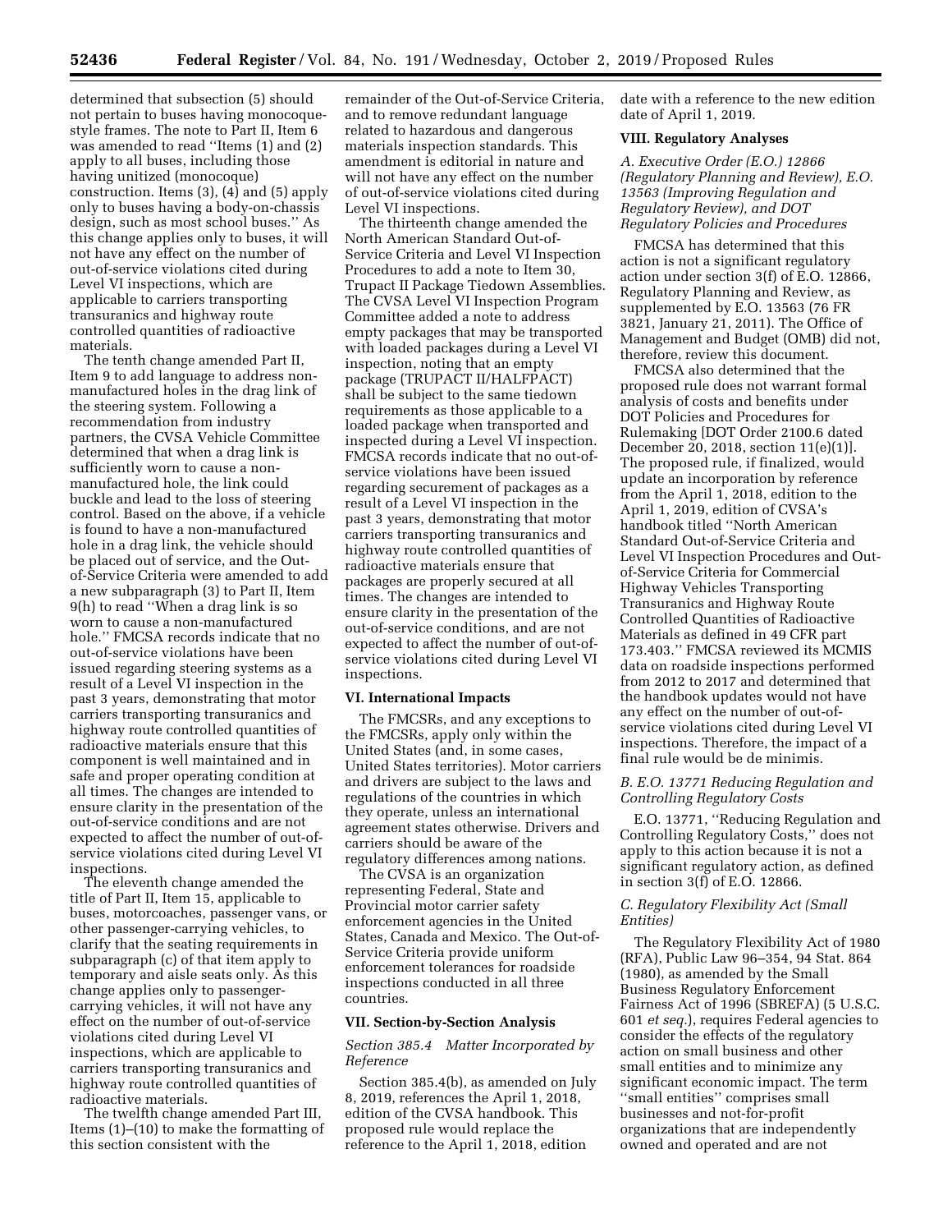determined that subsection (5) should not pertain to buses having monocoque-style frames. The note to Part II, Item 6 was amended to read ''Items (1) and (2) apply to all buses, including those having unitized (monocoque) construction. Items (3), (4) and (5) apply only to buses having a body-on-chassis design, such as most school buses.'' As this change applies only to buses, it will not have any effect on the number of out-of-service violations cited during Level VI inspections, which are applicable to carriers transporting transuranics and highway route controlled quantities of radioactive materials.

The tenth change amended Part II, Item 9 to add language to address non-manufactured holes in the drag link of the steering system. Following a recommendation from industry partners, the CVSA Vehicle Committee determined that when a drag link is sufficiently worn to cause a non-manufactured hole, the link could buckle and lead to the loss of steering control. Based on the above, if a vehicle is found to have a non-manufactured hole in a drag link, the vehicle should be placed out of service, and the Out-of-Service Criteria were amended to add a new subparagraph (3) to Part II, Item 9(h) to read ''When a drag link is so worn to cause a non-manufactured hole.'' FMCSA records indicate that no out-of-service violations have been issued regarding steering systems as a result of a Level VI inspection in the past 3 years, demonstrating that motor carriers transporting transuranics and highway route controlled quantities of radioactive materials ensure that this component is well maintained and in safe and proper operating condition at all times. The changes are intended to ensure clarity in the presentation of the out-of-service conditions and are not expected to affect the number of out-of-service violations cited during Level VI inspections.

The eleventh change amended the title of Part II, Item 15, applicable to buses, motorcoaches, passenger vans, or other passenger-carrying vehicles, to clarify that the seating requirements in subparagraph (c) of that item apply to temporary and aisle seats only. As this change applies only to passenger-carrying vehicles, it will not have any effect on the number of out-of-service violations cited during Level VI inspections, which are applicable to carriers transporting transuranics and highway route controlled quantities of radioactive materials.

The twelfth change amended Part III, Items (1)–(10) to make the formatting of this section consistent with the remainder of the Out-of-Service Criteria, and to remove redundant language related to hazardous and dangerous materials inspection standards. This amendment is editorial in nature and will not have any effect on the number of out-of-service violations cited during Level VI inspections.

The thirteenth change amended the North American Standard Out-of-Service Criteria and Level VI Inspection Procedures to add a note to Item 30, Trupact II Package Tiedown Assemblies. The CVSA Level VI Inspection Program Committee added a note to address empty packages that may be transported with loaded packages during a Level VI inspection, noting that an empty package (TRUPACT II/HALFPACT) shall be subject to the same tiedown requirements as those applicable to a loaded package when transported and inspected during a Level VI inspection. FMCSA records indicate that no out-of-service violations have been issued regarding securement of packages as a result of a Level VI inspection in the past 3 years, demonstrating that motor carriers transporting transuranics and highway route controlled quantities of radioactive materials ensure that packages are properly secured at all times. The changes are intended to ensure clarity in the presentation of the out-of-service conditions, and are not expected to affect the number of out-of-service violations cited during Level VI inspections.

## VI. International Impacts

The FMCSRs, and any exceptions to the FMCSRs, apply only within the United States (and, in some cases, United States territories). Motor carriers and drivers are subject to the laws and regulations of the countries in which they operate, unless an international agreement states otherwise. Drivers and carriers should be aware of the regulatory differences among nations.

The CVSA is an organization representing Federal, State and Provincial motor carrier safety enforcement agencies in the United States, Canada and Mexico. The Out-of-Service Criteria provide uniform enforcement tolerances for roadside inspections conducted in all three countries.

## VII. Section-by-Section Analysis

### *Section 385.4 Matter Incorporated by Reference*

Section 385.4(b), as amended on July 8, 2019, references the April 1, 2018, edition of the CVSA handbook. This proposed rule would replace the reference to the April 1, 2018, edition date with a reference to the new edition date of April 1, 2019.

## VIII. Regulatory Analyses

### *A. Executive Order (E.O.) 12866 (Regulatory Planning and Review), E.O. 13563 (Improving Regulation and Regulatory Review), and DOT Regulatory Policies and Procedures*

FMCSA has determined that this action is not a significant regulatory action under section 3(f) of E.O. 12866, Regulatory Planning and Review, as supplemented by E.O. 13563 (76 FR 3821, January 21, 2011). The Office of Management and Budget (OMB) did not, therefore, review this document.

FMCSA also determined that the proposed rule does not warrant formal analysis of costs and benefits under DOT Policies and Procedures for Rulemaking [DOT Order 2100.6 dated December 20, 2018, section 11(e)(1)]. The proposed rule, if finalized, would update an incorporation by reference from the April 1, 2018, edition to the April 1, 2019, edition of CVSA's handbook titled ''North American Standard Out-of-Service Criteria and Level VI Inspection Procedures and Out-of-Service Criteria for Commercial Highway Vehicles Transporting Transuranics and Highway Route Controlled Quantities of Radioactive Materials as defined in 49 CFR part 173.403.'' FMCSA reviewed its MCMIS data on roadside inspections performed from 2012 to 2017 and determined that the handbook updates would not have any effect on the number of out-of-service violations cited during Level VI inspections. Therefore, the impact of a final rule would be de minimis.

### *B. E.O. 13771 Reducing Regulation and Controlling Regulatory Costs*

E.O. 13771, ''Reducing Regulation and Controlling Regulatory Costs,'' does not apply to this action because it is not a significant regulatory action, as defined in section 3(f) of E.O. 12866.

### *C. Regulatory Flexibility Act (Small Entities)*

The Regulatory Flexibility Act of 1980 (RFA), Public Law 96–354, 94 Stat. 864 (1980), as amended by the Small Business Regulatory Enforcement Fairness Act of 1996 (SBREFA) (5 U.S.C. 601 *et seq.*), requires Federal agencies to consider the effects of the regulatory action on small business and other small entities and to minimize any significant economic impact. The term ''small entities'' comprises small businesses and not-for-profit organizations that are independently owned and operated and are not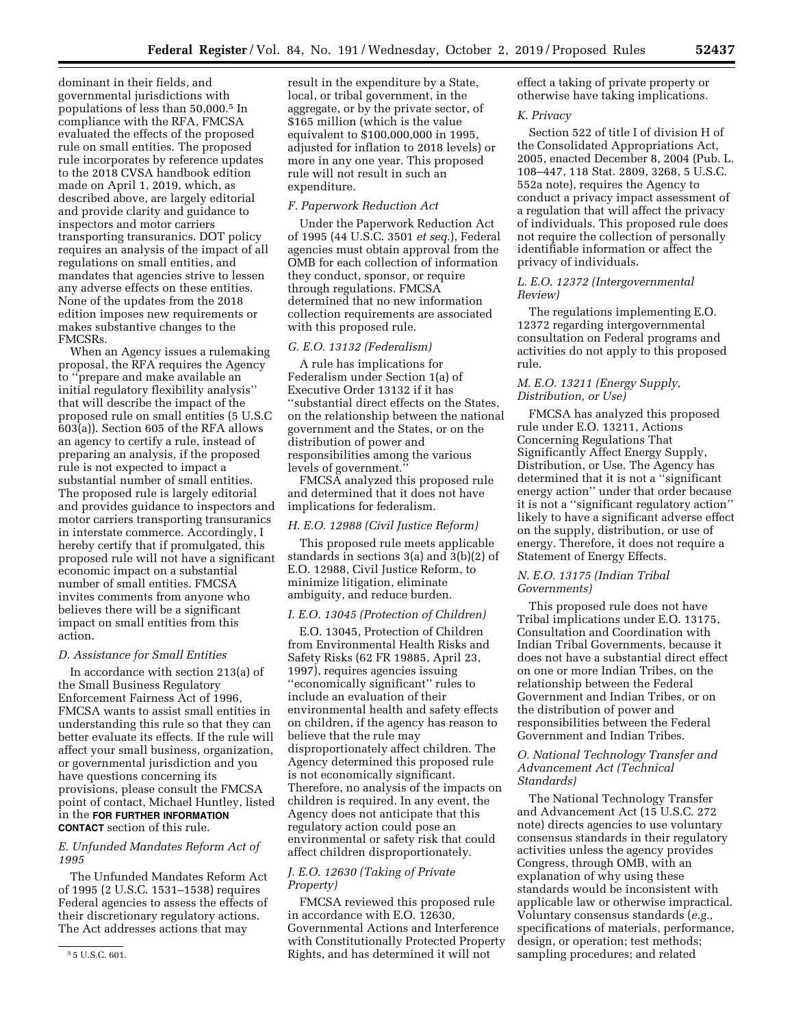dominant in their fields, and governmental jurisdictions with populations of less than 50,000.[5] In compliance with the RFA, FMCSA evaluated the effects of the proposed rule on small entities. The proposed rule incorporates by reference updates to the 2018 CVSA handbook edition made on April 1, 2019, which, as described above, are largely editorial and provide clarity and guidance to inspectors and motor carriers transporting transuranics. DOT policy requires an analysis of the impact of all regulations on small entities, and mandates that agencies strive to lessen any adverse effects on these entities. None of the updates from the 2018 edition imposes new requirements or makes substantive changes to the FMCSRs.

When an Agency issues a rulemaking proposal, the RFA requires the Agency to ''prepare and make available an initial regulatory flexibility analysis'' that will describe the impact of the proposed rule on small entities (5 U.S.C 603(a)). Section 605 of the RFA allows an agency to certify a rule, instead of preparing an analysis, if the proposed rule is not expected to impact a substantial number of small entities. The proposed rule is largely editorial and provides guidance to inspectors and motor carriers transporting transuranics in interstate commerce. Accordingly, I hereby certify that if promulgated, this proposed rule will not have a significant economic impact on a substantial number of small entities. FMCSA invites comments from anyone who believes there will be a significant impact on small entities from this action.

### D. Assistance for Small Entities

In accordance with section 213(a) of the Small Business Regulatory Enforcement Fairness Act of 1996, FMCSA wants to assist small entities in understanding this rule so that they can better evaluate its effects. If the rule will affect your small business, organization, or governmental jurisdiction and you have questions concerning its provisions, please consult the FMCSA point of contact, Michael Huntley, listed in the **FOR FURTHER INFORMATION CONTACT** section of this rule.

### E. Unfunded Mandates Reform Act of 1995

The Unfunded Mandates Reform Act of 1995 (2 U.S.C. 1531–1538) requires Federal agencies to assess the effects of their discretionary regulatory actions. The Act addresses actions that may result in the expenditure by a State, local, or tribal government, in the aggregate, or by the private sector, of $165 million (which is the value equivalent to $100,000,000 in 1995, adjusted for inflation to 2018 levels) or more in any one year. This proposed rule will not result in such an expenditure.

### F. Paperwork Reduction Act

Under the Paperwork Reduction Act of 1995 (44 U.S.C. 3501 *et seq.*), Federal agencies must obtain approval from the OMB for each collection of information they conduct, sponsor, or require through regulations. FMCSA determined that no new information collection requirements are associated with this proposed rule.

### G. E.O. 13132 (Federalism)

A rule has implications for Federalism under Section 1(a) of Executive Order 13132 if it has ''substantial direct effects on the States, on the relationship between the national government and the States, or on the distribution of power and responsibilities among the various levels of government.''

FMCSA analyzed this proposed rule and determined that it does not have implications for federalism.

### H. E.O. 12988 (Civil Justice Reform)

This proposed rule meets applicable standards in sections 3(a) and 3(b)(2) of E.O. 12988, Civil Justice Reform, to minimize litigation, eliminate ambiguity, and reduce burden.

### I. E.O. 13045 (Protection of Children)

E.O. 13045, Protection of Children from Environmental Health Risks and Safety Risks (62 FR 19885, April 23, 1997), requires agencies issuing ''economically significant'' rules to include an evaluation of their environmental health and safety effects on children, if the agency has reason to believe that the rule may disproportionately affect children. The Agency determined this proposed rule is not economically significant. Therefore, no analysis of the impacts on children is required. In any event, the Agency does not anticipate that this regulatory action could pose an environmental or safety risk that could affect children disproportionately.

### J. E.O. 12630 (Taking of Private Property)

FMCSA reviewed this proposed rule in accordance with E.O. 12630, Governmental Actions and Interference with Constitutionally Protected Property Rights, and has determined it will not effect a taking of private property or otherwise have taking implications.

### K. Privacy

Section 522 of title I of division H of the Consolidated Appropriations Act, 2005, enacted December 8, 2004 (Pub. L. 108–447, 118 Stat. 2809, 3268, 5 U.S.C. 552a note), requires the Agency to conduct a privacy impact assessment of a regulation that will affect the privacy of individuals. This proposed rule does not require the collection of personally identifiable information or affect the privacy of individuals.

### L. E.O. 12372 (Intergovernmental Review)

The regulations implementing E.O. 12372 regarding intergovernmental consultation on Federal programs and activities do not apply to this proposed rule.

### M. E.O. 13211 (Energy Supply, Distribution, or Use)

FMCSA has analyzed this proposed rule under E.O. 13211, Actions Concerning Regulations That Significantly Affect Energy Supply, Distribution, or Use. The Agency has determined that it is not a ''significant energy action'' under that order because it is not a ''significant regulatory action'' likely to have a significant adverse effect on the supply, distribution, or use of energy. Therefore, it does not require a Statement of Energy Effects.

### N. E.O. 13175 (Indian Tribal Governments)

This proposed rule does not have Tribal implications under E.O. 13175, Consultation and Coordination with Indian Tribal Governments, because it does not have a substantial direct effect on one or more Indian Tribes, on the relationship between the Federal Government and Indian Tribes, or on the distribution of power and responsibilities between the Federal Government and Indian Tribes.

### O. National Technology Transfer and Advancement Act (Technical Standards)

The National Technology Transfer and Advancement Act (15 U.S.C. 272 note) directs agencies to use voluntary consensus standards in their regulatory activities unless the agency provides Congress, through OMB, with an explanation of why using these standards would be inconsistent with applicable law or otherwise impractical. Voluntary consensus standards (*e.g.,* specifications of materials, performance, design, or operation; test methods; sampling procedures; and related

[5] 5 U.S.C. 601.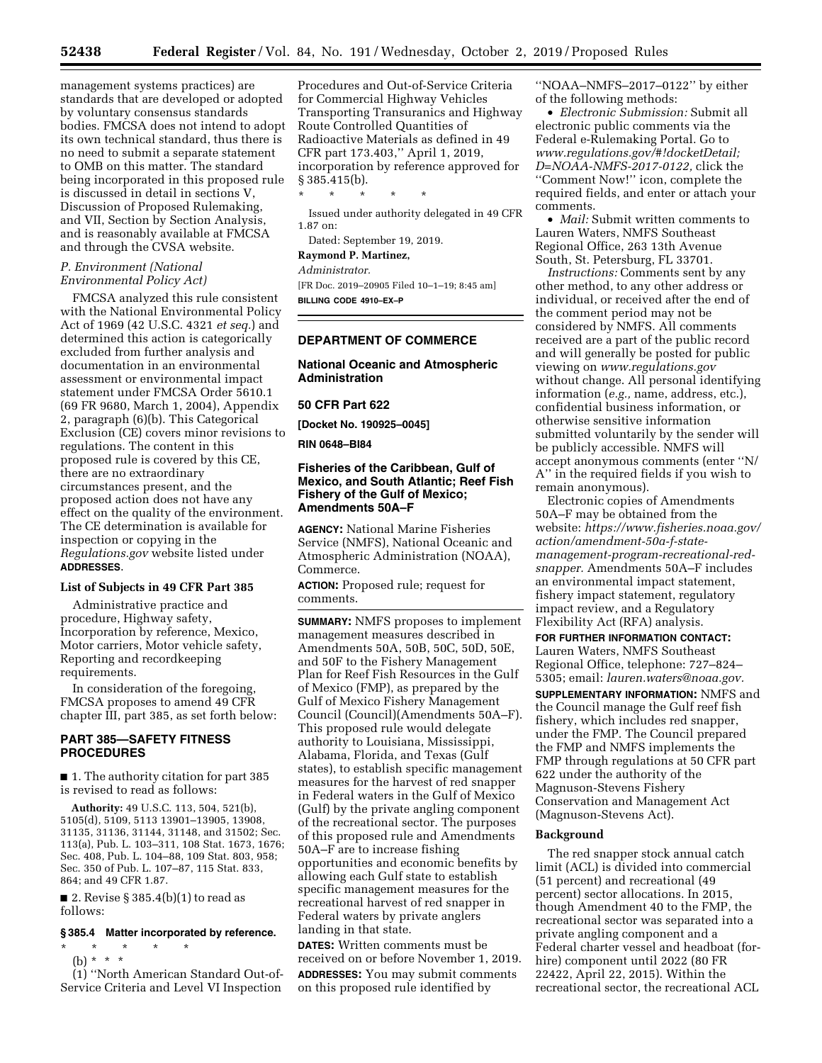management systems practices) are standards that are developed or adopted by voluntary consensus standards bodies. FMCSA does not intend to adopt its own technical standard, thus there is no need to submit a separate statement to OMB on this matter. The standard being incorporated in this proposed rule is discussed in detail in sections V, Discussion of Proposed Rulemaking, and VII, Section by Section Analysis, and is reasonably available at FMCSA and through the CVSA website.

*P. Environment (National Environmental Policy Act)*

FMCSA analyzed this rule consistent with the National Environmental Policy Act of 1969 (42 U.S.C. 4321 *et seq.*) and determined this action is categorically excluded from further analysis and documentation in an environmental assessment or environmental impact statement under FMCSA Order 5610.1 (69 FR 9680, March 1, 2004), Appendix 2, paragraph (6)(b). This Categorical Exclusion (CE) covers minor revisions to regulations. The content in this proposed rule is covered by this CE, there are no extraordinary circumstances present, and the proposed action does not have any effect on the quality of the environment. The CE determination is available for inspection or copying in the *Regulations.gov* website listed under **ADDRESSES**.

**List of Subjects in 49 CFR Part 385**

Administrative practice and procedure, Highway safety, Incorporation by reference, Mexico, Motor carriers, Motor vehicle safety, Reporting and recordkeeping requirements.

In consideration of the foregoing, FMCSA proposes to amend 49 CFR chapter III, part 385, as set forth below:

**PART 385—SAFETY FITNESS PROCEDURES**

■ 1. The authority citation for part 385 is revised to read as follows:

**Authority:** 49 U.S.C. 113, 504, 521(b), 5105(d), 5109, 5113 13901–13905, 13908, 31135, 31136, 31144, 31148, and 31502; Sec. 113(a), Pub. L. 103–311, 108 Stat. 1673, 1676; Sec. 408, Pub. L. 104–88, 109 Stat. 803, 958; Sec. 350 of Pub. L. 107–87, 115 Stat. 833, 864; and 49 CFR 1.87.

■ 2. Revise § 385.4(b)(1) to read as follows:

**§ 385.4 Matter incorporated by reference.**

\* \* \* \* \*

(b) \* \* \*

(1) ''North American Standard Out-of-Service Criteria and Level VI Inspection Procedures and Out-of-Service Criteria for Commercial Highway Vehicles Transporting Transuranics and Highway Route Controlled Quantities of Radioactive Materials as defined in 49 CFR part 173.403,'' April 1, 2019, incorporation by reference approved for § 385.415(b).

\* \* \* \* \*

Issued under authority delegated in 49 CFR 1.87 on:

Dated: September 19, 2019.

**Raymond P. Martinez,**

*Administrator.*

[FR Doc. 2019–20905 Filed 10–1–19; 8:45 am]

**BILLING CODE 4910–EX–P**

---

**DEPARTMENT OF COMMERCE**

**National Oceanic and Atmospheric Administration**

**50 CFR Part 622**

**[Docket No. 190925–0045]**

**RIN 0648–BI84**

**Fisheries of the Caribbean, Gulf of Mexico, and South Atlantic; Reef Fish Fishery of the Gulf of Mexico; Amendments 50A–F**

**AGENCY:** National Marine Fisheries Service (NMFS), National Oceanic and Atmospheric Administration (NOAA), Commerce.

**ACTION:** Proposed rule; request for comments.

**SUMMARY:** NMFS proposes to implement management measures described in Amendments 50A, 50B, 50C, 50D, 50E, and 50F to the Fishery Management Plan for Reef Fish Resources in the Gulf of Mexico (FMP), as prepared by the Gulf of Mexico Fishery Management Council (Council)(Amendments 50A–F). This proposed rule would delegate authority to Louisiana, Mississippi, Alabama, Florida, and Texas (Gulf states), to establish specific management measures for the harvest of red snapper in Federal waters in the Gulf of Mexico (Gulf) by the private angling component of the recreational sector. The purposes of this proposed rule and Amendments 50A–F are to increase fishing opportunities and economic benefits by allowing each Gulf state to establish specific management measures for the recreational harvest of red snapper in Federal waters by private anglers landing in that state.

**DATES:** Written comments must be received on or before November 1, 2019.

**ADDRESSES:** You may submit comments on this proposed rule identified by ''NOAA–NMFS–2017–0122'' by either of the following methods:

• *Electronic Submission:* Submit all electronic public comments via the Federal e-Rulemaking Portal. Go to *www.regulations.gov/#!docketDetail;D=NOAA-NMFS-2017-0122,* click the ''Comment Now!'' icon, complete the required fields, and enter or attach your comments.

• *Mail:* Submit written comments to Lauren Waters, NMFS Southeast Regional Office, 263 13th Avenue South, St. Petersburg, FL 33701.

*Instructions:* Comments sent by any other method, to any other address or individual, or received after the end of the comment period may not be considered by NMFS. All comments received are a part of the public record and will generally be posted for public viewing on *www.regulations.gov* without change. All personal identifying information (*e.g.,* name, address, etc.), confidential business information, or otherwise sensitive information submitted voluntarily by the sender will be publicly accessible. NMFS will accept anonymous comments (enter ''N/A'' in the required fields if you wish to remain anonymous).

Electronic copies of Amendments 50A–F may be obtained from the website: *https://www.fisheries.noaa.gov/action/amendment-50a-f-state-management-program-recreational-red-snapper.* Amendments 50A–F includes an environmental impact statement, fishery impact statement, regulatory impact review, and a Regulatory Flexibility Act (RFA) analysis.

**FOR FURTHER INFORMATION CONTACT:** Lauren Waters, NMFS Southeast Regional Office, telephone: 727–824–5305; email: *lauren.waters@noaa.gov.*

**SUPPLEMENTARY INFORMATION:** NMFS and the Council manage the Gulf reef fish fishery, which includes red snapper, under the FMP. The Council prepared the FMP and NMFS implements the FMP through regulations at 50 CFR part 622 under the authority of the Magnuson-Stevens Fishery Conservation and Management Act (Magnuson-Stevens Act).

**Background**

The red snapper stock annual catch limit (ACL) is divided into commercial (51 percent) and recreational (49 percent) sector allocations. In 2015, though Amendment 40 to the FMP, the recreational sector was separated into a private angling component and a Federal charter vessel and headboat (for-hire) component until 2022 (80 FR 22422, April 22, 2015). Within the recreational sector, the recreational ACL